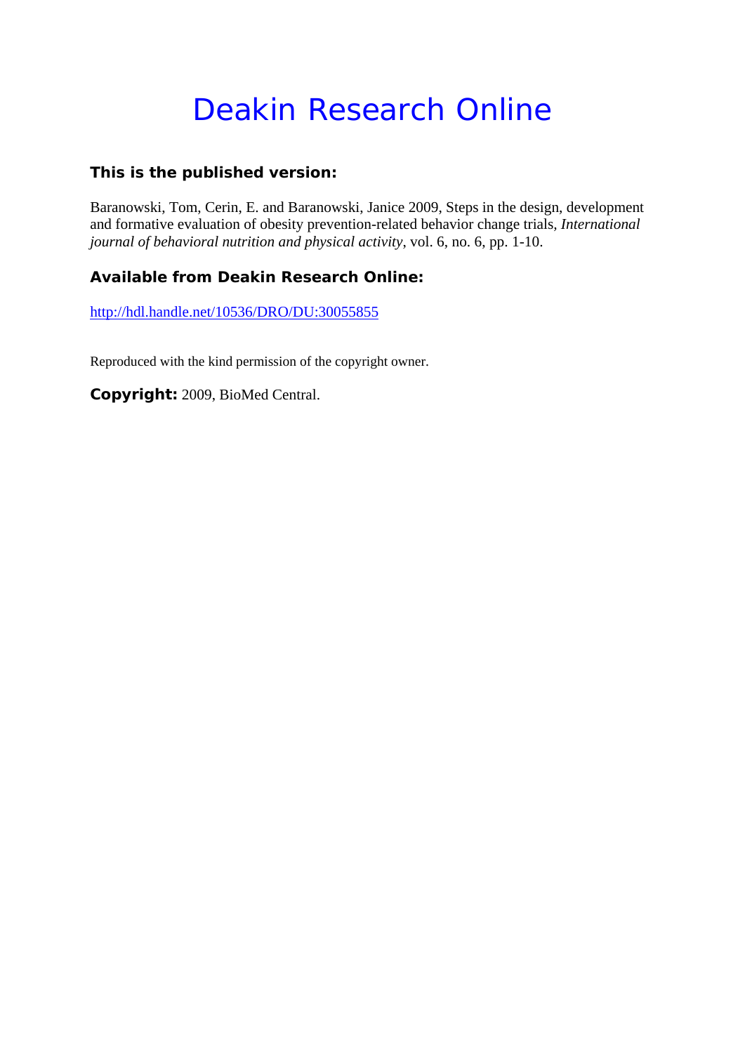# Deakin Research Online

### This is the published version:

Baranowski, Tom, Cerin, E. and Baranowski, Janice 2009, Steps in the design, development and formative evaluation of obesity prevention-related behavior change trials, *International journal of behavioral nutrition and physical activity*, vol. 6, no. 6, pp. 1-10.

### Available from Deakin Research Online:

http://hdl.handle.net/10536/DRO/DU:30055855

Reproduced with the kind permission of the copyright owner.

**Copyright:** 2009, BioMed Central.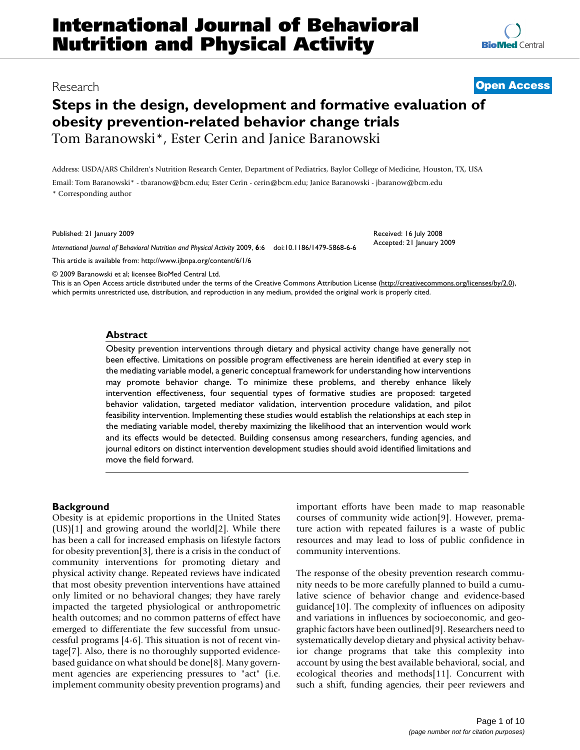# Steps in the design, development and formative evaluation of obesity prevention-related behavior change trials

Tom Baranowski*, Ester Cerin and Janice Baranowski

Address: USDA/ARS Children's Nutrition Research Center, Department of Pediatrics, Baylor College of Medicine, Houston, TX, USA

Email: Tom Baranowski* - tbaranow@bcm.edu; Ester Cerin - cerin@bcm.edu; Janice Baranowski - jbaranow@bcm.edu

* Corresponding author

Research | Open Access

Published: 21 January 2009

*International Journal of Behavioral Nutrition and Physical Activity* 2009, **6**:6 doi:10.1186/1479-5868-6-6

Received: 16 July 2008
Accepted: 21 January 2009

This article is available from: http://www.ijbnpa.org/content/6/1/6

© 2009 Baranowski et al; licensee BioMed Central Ltd.

This is an Open Access article distributed under the terms of the Creative Commons Attribution License (http://creativecommons.org/licenses/by/2.0), which permits unrestricted use, distribution, and reproduction in any medium, provided the original work is properly cited.

## Abstract

Obesity prevention interventions through dietary and physical activity change have generally not been effective. Limitations on possible program effectiveness are herein identified at every step in the mediating variable model, a generic conceptual framework for understanding how interventions may promote behavior change. To minimize these problems, and thereby enhance likely intervention effectiveness, four sequential types of formative studies are proposed: targeted behavior validation, targeted mediator validation, intervention procedure validation, and pilot feasibility intervention. Implementing these studies would establish the relationships at each step in the mediating variable model, thereby maximizing the likelihood that an intervention would work and its effects would be detected. Building consensus among researchers, funding agencies, and journal editors on distinct intervention development studies should avoid identified limitations and move the field forward.

## Background

Obesity is at epidemic proportions in the United States (US)[1] and growing around the world[2]. While there has been a call for increased emphasis on lifestyle factors for obesity prevention[3], there is a crisis in the conduct of community interventions for promoting dietary and physical activity change. Repeated reviews have indicated that most obesity prevention interventions have attained only limited or no behavioral changes; they have rarely impacted the targeted physiological or anthropometric health outcomes; and no common patterns of effect have emerged to differentiate the few successful from unsuccessful programs [4-6]. This situation is not of recent vintage[7]. Also, there is no thoroughly supported evidence-based guidance on what should be done[8]. Many government agencies are experiencing pressures to "act" (i.e. implement community obesity prevention programs) and important efforts have been made to map reasonable courses of community wide action[9]. However, premature action with repeated failures is a waste of public resources and may lead to loss of public confidence in community interventions.

The response of the obesity prevention research community needs to be more carefully planned to build a cumulative science of behavior change and evidence-based guidance[10]. The complexity of influences on adiposity and variations in influences by socioeconomic, and geographic factors have been outlined[9]. Researchers need to systematically develop dietary and physical activity behavior change programs that take this complexity into account by using the best available behavioral, social, and ecological theories and methods[11]. Concurrent with such a shift, funding agencies, their peer reviewers and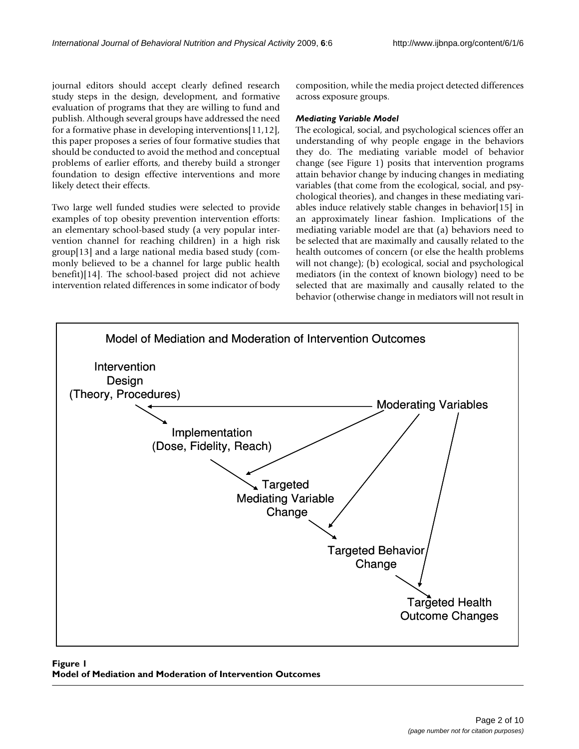journal editors should accept clearly defined research study steps in the design, development, and formative evaluation of programs that they are willing to fund and publish. Although several groups have addressed the need for a formative phase in developing interventions[11,12], this paper proposes a series of four formative studies that should be conducted to avoid the method and conceptual problems of earlier efforts, and thereby build a stronger foundation to design effective interventions and more likely detect their effects.

Two large well funded studies were selected to provide examples of top obesity prevention intervention efforts: an elementary school-based study (a very popular intervention channel for reaching children) in a high risk group[13] and a large national media based study (commonly believed to be a channel for large public health benefit)[14]. The school-based project did not achieve intervention related differences in some indicator of body composition, while the media project detected differences across exposure groups.

### *Mediating Variable Model*

The ecological, social, and psychological sciences offer an understanding of why people engage in the behaviors they do. The mediating variable model of behavior change (see Figure 1) posits that intervention programs attain behavior change by inducing changes in mediating variables (that come from the ecological, social, and psychological theories), and changes in these mediating variables induce relatively stable changes in behavior[15] in an approximately linear fashion. Implications of the mediating variable model are that (a) behaviors need to be selected that are maximally and causally related to the health outcomes of concern (or else the health problems will not change); (b) ecological, social and psychological mediators (in the context of known biology) need to be selected that are maximally and causally related to the behavior (otherwise change in mediators will not result in

**Figure 1**
**Model of Mediation and Moderation of Intervention Outcomes**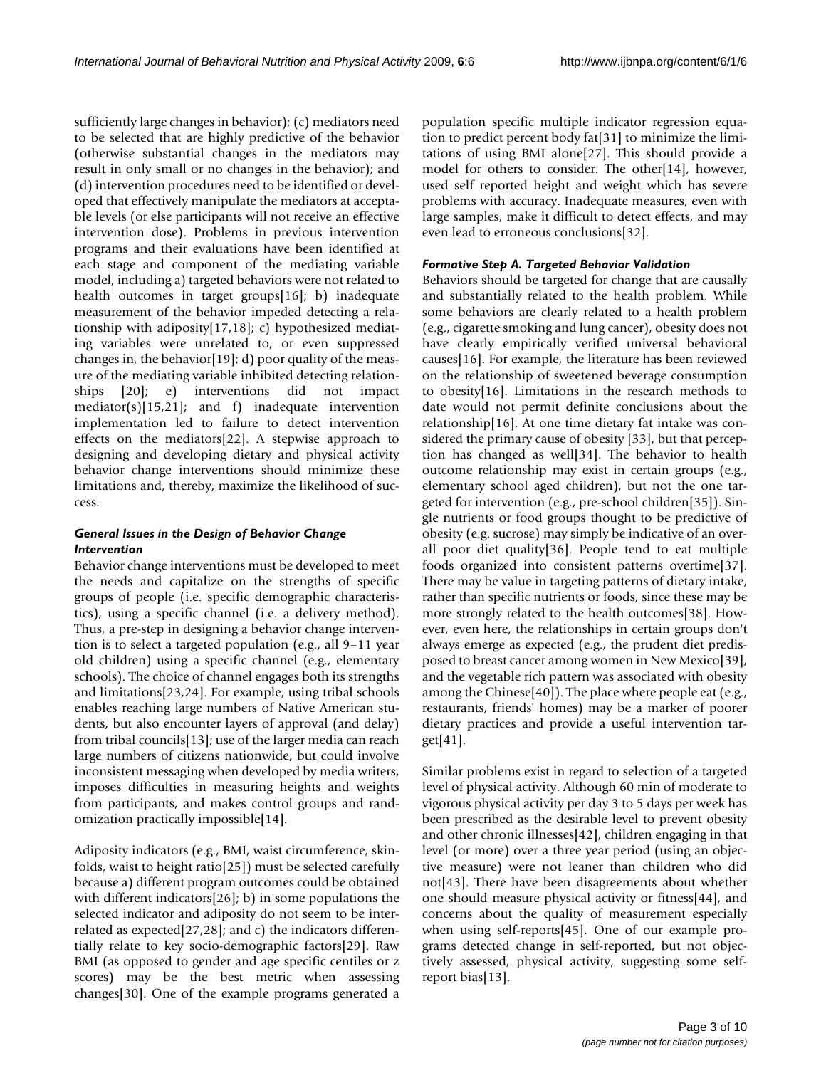sufficiently large changes in behavior); (c) mediators need to be selected that are highly predictive of the behavior (otherwise substantial changes in the mediators may result in only small or no changes in the behavior); and (d) intervention procedures need to be identified or developed that effectively manipulate the mediators at acceptable levels (or else participants will not receive an effective intervention dose). Problems in previous intervention programs and their evaluations have been identified at each stage and component of the mediating variable model, including a) targeted behaviors were not related to health outcomes in target groups[16]; b) inadequate measurement of the behavior impeded detecting a relationship with adiposity[17,18]; c) hypothesized mediating variables were unrelated to, or even suppressed changes in, the behavior[19]; d) poor quality of the measure of the mediating variable inhibited detecting relationships [20]; e) interventions did not impact mediator(s)[15,21]; and f) inadequate intervention implementation led to failure to detect intervention effects on the mediators[22]. A stepwise approach to designing and developing dietary and physical activity behavior change interventions should minimize these limitations and, thereby, maximize the likelihood of success.

### *General Issues in the Design of Behavior Change Intervention*

Behavior change interventions must be developed to meet the needs and capitalize on the strengths of specific groups of people (i.e. specific demographic characteristics), using a specific channel (i.e. a delivery method). Thus, a pre-step in designing a behavior change intervention is to select a targeted population (e.g., all 9–11 year old children) using a specific channel (e.g., elementary schools). The choice of channel engages both its strengths and limitations[23,24]. For example, using tribal schools enables reaching large numbers of Native American students, but also encounter layers of approval (and delay) from tribal councils[13]; use of the larger media can reach large numbers of citizens nationwide, but could involve inconsistent messaging when developed by media writers, imposes difficulties in measuring heights and weights from participants, and makes control groups and randomization practically impossible[14].

Adiposity indicators (e.g., BMI, waist circumference, skinfolds, waist to height ratio[25]) must be selected carefully because a) different program outcomes could be obtained with different indicators[26]; b) in some populations the selected indicator and adiposity do not seem to be interrelated as expected[27,28]; and c) the indicators differentially relate to key socio-demographic factors[29]. Raw BMI (as opposed to gender and age specific centiles or z scores) may be the best metric when assessing changes[30]. One of the example programs generated a population specific multiple indicator regression equation to predict percent body fat[31] to minimize the limitations of using BMI alone[27]. This should provide a model for others to consider. The other[14], however, used self reported height and weight which has severe problems with accuracy. Inadequate measures, even with large samples, make it difficult to detect effects, and may even lead to erroneous conclusions[32].

### *Formative Step A. Targeted Behavior Validation*

Behaviors should be targeted for change that are causally and substantially related to the health problem. While some behaviors are clearly related to a health problem (e.g., cigarette smoking and lung cancer), obesity does not have clearly empirically verified universal behavioral causes[16]. For example, the literature has been reviewed on the relationship of sweetened beverage consumption to obesity[16]. Limitations in the research methods to date would not permit definite conclusions about the relationship[16]. At one time dietary fat intake was considered the primary cause of obesity [33], but that perception has changed as well[34]. The behavior to health outcome relationship may exist in certain groups (e.g., elementary school aged children), but not the one targeted for intervention (e.g., pre-school children[35]). Single nutrients or food groups thought to be predictive of obesity (e.g. sucrose) may simply be indicative of an overall poor diet quality[36]. People tend to eat multiple foods organized into consistent patterns overtime[37]. There may be value in targeting patterns of dietary intake, rather than specific nutrients or foods, since these may be more strongly related to the health outcomes[38]. However, even here, the relationships in certain groups don't always emerge as expected (e.g., the prudent diet predisposed to breast cancer among women in New Mexico[39], and the vegetable rich pattern was associated with obesity among the Chinese[40]). The place where people eat (e.g., restaurants, friends' homes) may be a marker of poorer dietary practices and provide a useful intervention target[41].

Similar problems exist in regard to selection of a targeted level of physical activity. Although 60 min of moderate to vigorous physical activity per day 3 to 5 days per week has been prescribed as the desirable level to prevent obesity and other chronic illnesses[42], children engaging in that level (or more) over a three year period (using an objective measure) were not leaner than children who did not[43]. There have been disagreements about whether one should measure physical activity or fitness[44], and concerns about the quality of measurement especially when using self-reports[45]. One of our example programs detected change in self-reported, but not objectively assessed, physical activity, suggesting some self-report bias[13].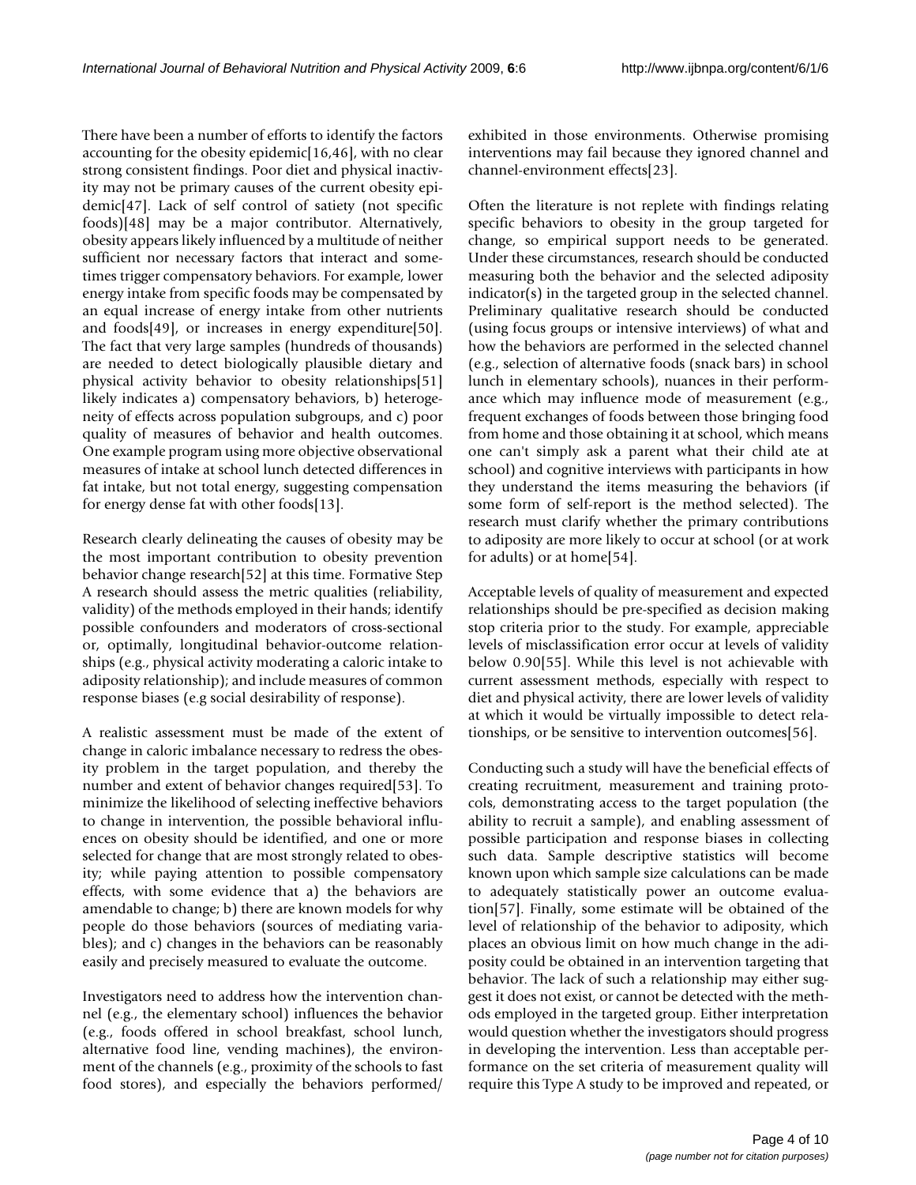There have been a number of efforts to identify the factors accounting for the obesity epidemic[16,46], with no clear strong consistent findings. Poor diet and physical inactivity may not be primary causes of the current obesity epidemic[47]. Lack of self control of satiety (not specific foods)[48] may be a major contributor. Alternatively, obesity appears likely influenced by a multitude of neither sufficient nor necessary factors that interact and sometimes trigger compensatory behaviors. For example, lower energy intake from specific foods may be compensated by an equal increase of energy intake from other nutrients and foods[49], or increases in energy expenditure[50]. The fact that very large samples (hundreds of thousands) are needed to detect biologically plausible dietary and physical activity behavior to obesity relationships[51] likely indicates a) compensatory behaviors, b) heterogeneity of effects across population subgroups, and c) poor quality of measures of behavior and health outcomes. One example program using more objective observational measures of intake at school lunch detected differences in fat intake, but not total energy, suggesting compensation for energy dense fat with other foods[13].

Research clearly delineating the causes of obesity may be the most important contribution to obesity prevention behavior change research[52] at this time. Formative Step A research should assess the metric qualities (reliability, validity) of the methods employed in their hands; identify possible confounders and moderators of cross-sectional or, optimally, longitudinal behavior-outcome relationships (e.g., physical activity moderating a caloric intake to adiposity relationship); and include measures of common response biases (e.g social desirability of response).

A realistic assessment must be made of the extent of change in caloric imbalance necessary to redress the obesity problem in the target population, and thereby the number and extent of behavior changes required[53]. To minimize the likelihood of selecting ineffective behaviors to change in intervention, the possible behavioral influences on obesity should be identified, and one or more selected for change that are most strongly related to obesity; while paying attention to possible compensatory effects, with some evidence that a) the behaviors are amendable to change; b) there are known models for why people do those behaviors (sources of mediating variables); and c) changes in the behaviors can be reasonably easily and precisely measured to evaluate the outcome.

Investigators need to address how the intervention channel (e.g., the elementary school) influences the behavior (e.g., foods offered in school breakfast, school lunch, alternative food line, vending machines), the environment of the channels (e.g., proximity of the schools to fast food stores), and especially the behaviors performed/exhibited in those environments. Otherwise promising interventions may fail because they ignored channel and channel-environment effects[23].

Often the literature is not replete with findings relating specific behaviors to obesity in the group targeted for change, so empirical support needs to be generated. Under these circumstances, research should be conducted measuring both the behavior and the selected adiposity indicator(s) in the targeted group in the selected channel. Preliminary qualitative research should be conducted (using focus groups or intensive interviews) of what and how the behaviors are performed in the selected channel (e.g., selection of alternative foods (snack bars) in school lunch in elementary schools), nuances in their performance which may influence mode of measurement (e.g., frequent exchanges of foods between those bringing food from home and those obtaining it at school, which means one can't simply ask a parent what their child ate at school) and cognitive interviews with participants in how they understand the items measuring the behaviors (if some form of self-report is the method selected). The research must clarify whether the primary contributions to adiposity are more likely to occur at school (or at work for adults) or at home[54].

Acceptable levels of quality of measurement and expected relationships should be pre-specified as decision making stop criteria prior to the study. For example, appreciable levels of misclassification error occur at levels of validity below 0.90[55]. While this level is not achievable with current assessment methods, especially with respect to diet and physical activity, there are lower levels of validity at which it would be virtually impossible to detect relationships, or be sensitive to intervention outcomes[56].

Conducting such a study will have the beneficial effects of creating recruitment, measurement and training protocols, demonstrating access to the target population (the ability to recruit a sample), and enabling assessment of possible participation and response biases in collecting such data. Sample descriptive statistics will become known upon which sample size calculations can be made to adequately statistically power an outcome evaluation[57]. Finally, some estimate will be obtained of the level of relationship of the behavior to adiposity, which places an obvious limit on how much change in the adiposity could be obtained in an intervention targeting that behavior. The lack of such a relationship may either suggest it does not exist, or cannot be detected with the methods employed in the targeted group. Either interpretation would question whether the investigators should progress in developing the intervention. Less than acceptable performance on the set criteria of measurement quality will require this Type A study to be improved and repeated, or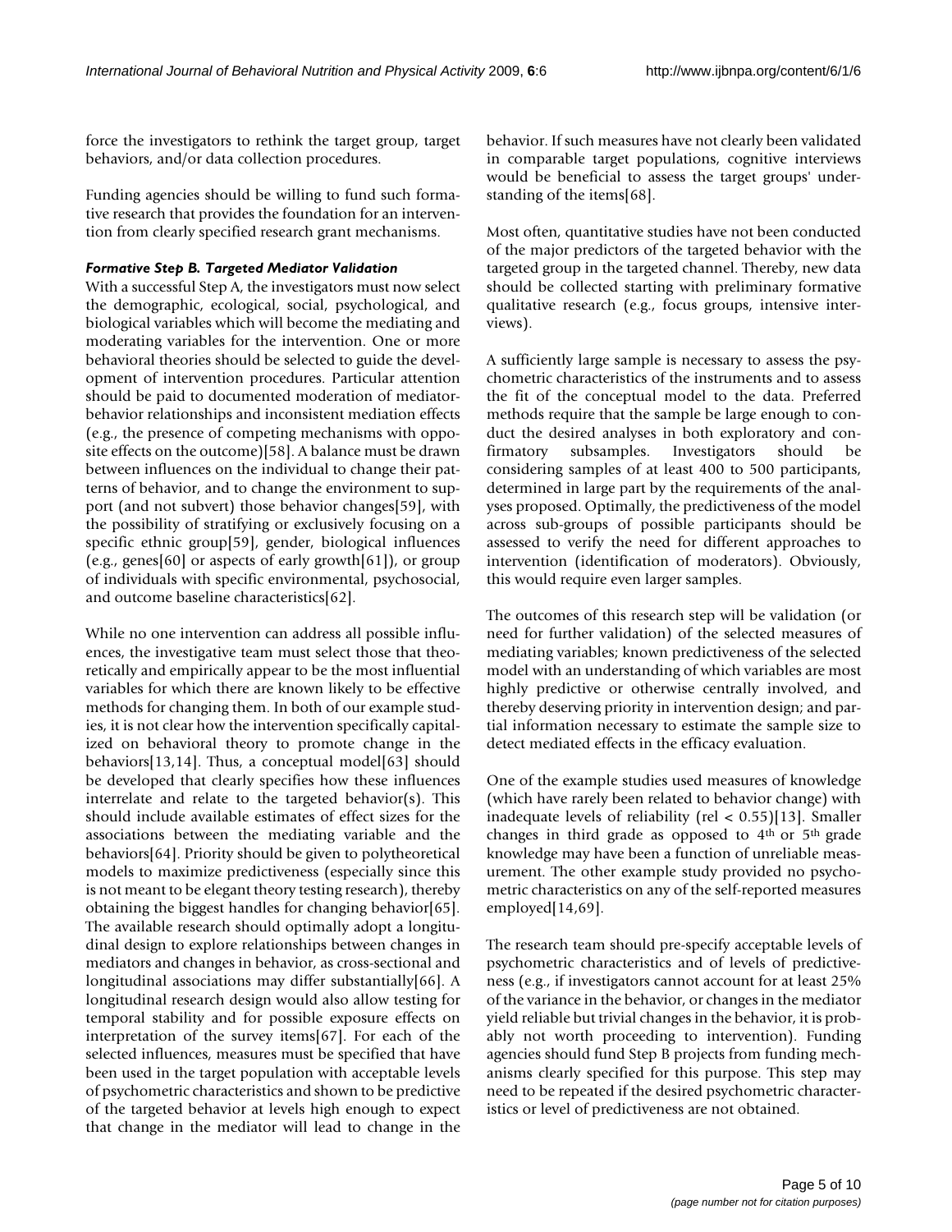force the investigators to rethink the target group, target behaviors, and/or data collection procedures.

Funding agencies should be willing to fund such formative research that provides the foundation for an intervention from clearly specified research grant mechanisms.

### *Formative Step B. Targeted Mediator Validation*

With a successful Step A, the investigators must now select the demographic, ecological, social, psychological, and biological variables which will become the mediating and moderating variables for the intervention. One or more behavioral theories should be selected to guide the development of intervention procedures. Particular attention should be paid to documented moderation of mediator-behavior relationships and inconsistent mediation effects (e.g., the presence of competing mechanisms with opposite effects on the outcome)[58]. A balance must be drawn between influences on the individual to change their patterns of behavior, and to change the environment to support (and not subvert) those behavior changes[59], with the possibility of stratifying or exclusively focusing on a specific ethnic group[59], gender, biological influences (e.g., genes[60] or aspects of early growth[61]), or group of individuals with specific environmental, psychosocial, and outcome baseline characteristics[62].

While no one intervention can address all possible influences, the investigative team must select those that theoretically and empirically appear to be the most influential variables for which there are known likely to be effective methods for changing them. In both of our example studies, it is not clear how the intervention specifically capitalized on behavioral theory to promote change in the behaviors[13,14]. Thus, a conceptual model[63] should be developed that clearly specifies how these influences interrelate and relate to the targeted behavior(s). This should include available estimates of effect sizes for the associations between the mediating variable and the behaviors[64]. Priority should be given to polytheoretical models to maximize predictiveness (especially since this is not meant to be elegant theory testing research), thereby obtaining the biggest handles for changing behavior[65]. The available research should optimally adopt a longitudinal design to explore relationships between changes in mediators and changes in behavior, as cross-sectional and longitudinal associations may differ substantially[66]. A longitudinal research design would also allow testing for temporal stability and for possible exposure effects on interpretation of the survey items[67]. For each of the selected influences, measures must be specified that have been used in the target population with acceptable levels of psychometric characteristics and shown to be predictive of the targeted behavior at levels high enough to expect that change in the mediator will lead to change in the behavior. If such measures have not clearly been validated in comparable target populations, cognitive interviews would be beneficial to assess the target groups' understanding of the items[68].

Most often, quantitative studies have not been conducted of the major predictors of the targeted behavior with the targeted group in the targeted channel. Thereby, new data should be collected starting with preliminary formative qualitative research (e.g., focus groups, intensive interviews).

A sufficiently large sample is necessary to assess the psychometric characteristics of the instruments and to assess the fit of the conceptual model to the data. Preferred methods require that the sample be large enough to conduct the desired analyses in both exploratory and confirmatory subsamples. Investigators should be considering samples of at least 400 to 500 participants, determined in large part by the requirements of the analyses proposed. Optimally, the predictiveness of the model across sub-groups of possible participants should be assessed to verify the need for different approaches to intervention (identification of moderators). Obviously, this would require even larger samples.

The outcomes of this research step will be validation (or need for further validation) of the selected measures of mediating variables; known predictiveness of the selected model with an understanding of which variables are most highly predictive or otherwise centrally involved, and thereby deserving priority in intervention design; and partial information necessary to estimate the sample size to detect mediated effects in the efficacy evaluation.

One of the example studies used measures of knowledge (which have rarely been related to behavior change) with inadequate levels of reliability (rel < 0.55)[13]. Smaller changes in third grade as opposed to 4th or 5th grade knowledge may have been a function of unreliable measurement. The other example study provided no psychometric characteristics on any of the self-reported measures employed[14,69].

The research team should pre-specify acceptable levels of psychometric characteristics and of levels of predictiveness (e.g., if investigators cannot account for at least 25% of the variance in the behavior, or changes in the mediator yield reliable but trivial changes in the behavior, it is probably not worth proceeding to intervention). Funding agencies should fund Step B projects from funding mechanisms clearly specified for this purpose. This step may need to be repeated if the desired psychometric characteristics or level of predictiveness are not obtained.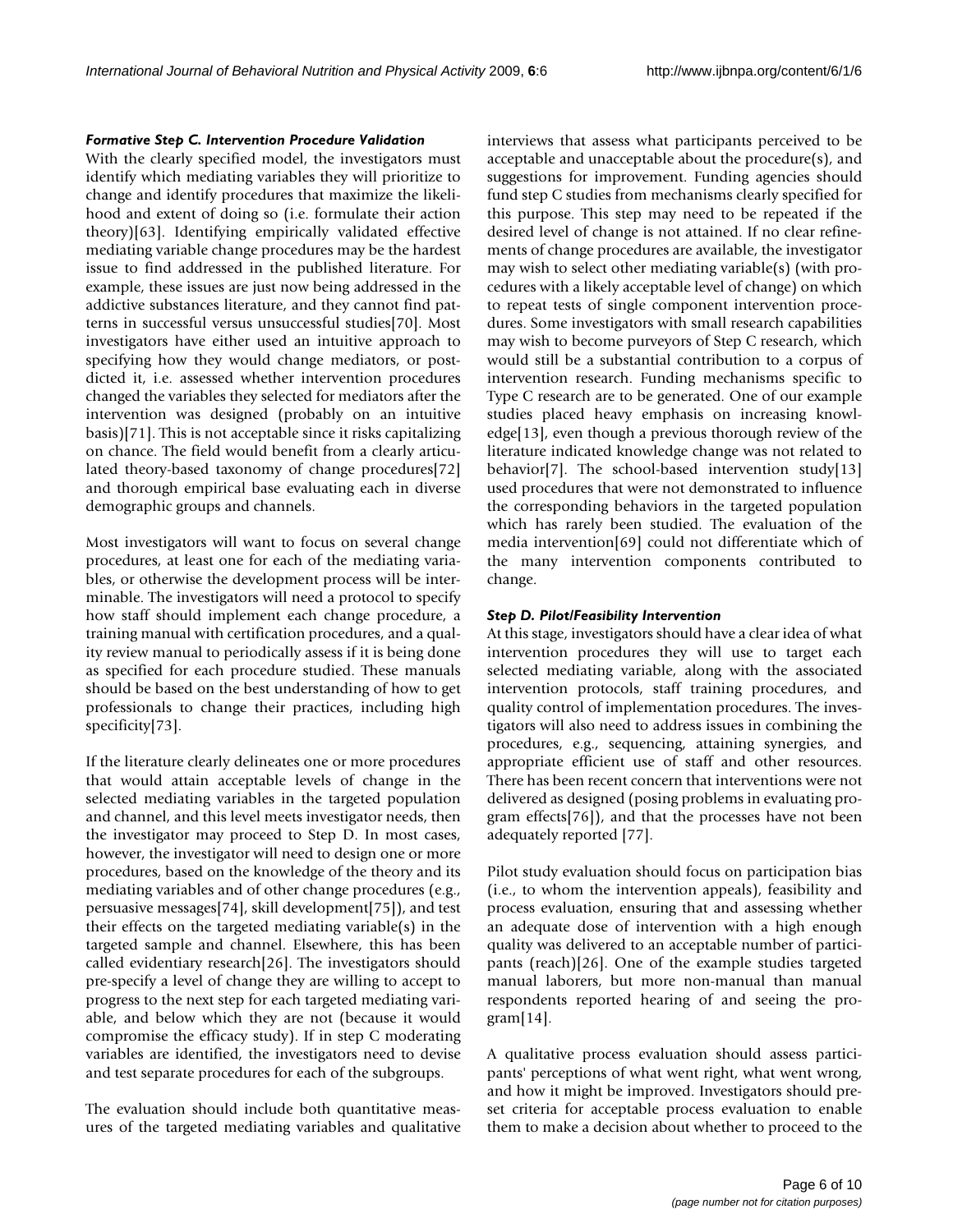#### *Formative Step C. Intervention Procedure Validation*

With the clearly specified model, the investigators must identify which mediating variables they will prioritize to change and identify procedures that maximize the likelihood and extent of doing so (i.e. formulate their action theory)[63]. Identifying empirically validated effective mediating variable change procedures may be the hardest issue to find addressed in the published literature. For example, these issues are just now being addressed in the addictive substances literature, and they cannot find patterns in successful versus unsuccessful studies[70]. Most investigators have either used an intuitive approach to specifying how they would change mediators, or post-dicted it, i.e. assessed whether intervention procedures changed the variables they selected for mediators after the intervention was designed (probably on an intuitive basis)[71]. This is not acceptable since it risks capitalizing on chance. The field would benefit from a clearly articulated theory-based taxonomy of change procedures[72] and thorough empirical base evaluating each in diverse demographic groups and channels.

Most investigators will want to focus on several change procedures, at least one for each of the mediating variables, or otherwise the development process will be interminable. The investigators will need a protocol to specify how staff should implement each change procedure, a training manual with certification procedures, and a quality review manual to periodically assess if it is being done as specified for each procedure studied. These manuals should be based on the best understanding of how to get professionals to change their practices, including high specificity[73].

If the literature clearly delineates one or more procedures that would attain acceptable levels of change in the selected mediating variables in the targeted population and channel, and this level meets investigator needs, then the investigator may proceed to Step D. In most cases, however, the investigator will need to design one or more procedures, based on the knowledge of the theory and its mediating variables and of other change procedures (e.g., persuasive messages[74], skill development[75]), and test their effects on the targeted mediating variable(s) in the targeted sample and channel. Elsewhere, this has been called evidentiary research[26]. The investigators should pre-specify a level of change they are willing to accept to progress to the next step for each targeted mediating variable, and below which they are not (because it would compromise the efficacy study). If in step C moderating variables are identified, the investigators need to devise and test separate procedures for each of the subgroups.

The evaluation should include both quantitative measures of the targeted mediating variables and qualitative interviews that assess what participants perceived to be acceptable and unacceptable about the procedure(s), and suggestions for improvement. Funding agencies should fund step C studies from mechanisms clearly specified for this purpose. This step may need to be repeated if the desired level of change is not attained. If no clear refinements of change procedures are available, the investigator may wish to select other mediating variable(s) (with procedures with a likely acceptable level of change) on which to repeat tests of single component intervention procedures. Some investigators with small research capabilities may wish to become purveyors of Step C research, which would still be a substantial contribution to a corpus of intervention research. Funding mechanisms specific to Type C research are to be generated. One of our example studies placed heavy emphasis on increasing knowledge[13], even though a previous thorough review of the literature indicated knowledge change was not related to behavior[7]. The school-based intervention study[13] used procedures that were not demonstrated to influence the corresponding behaviors in the targeted population which has rarely been studied. The evaluation of the media intervention[69] could not differentiate which of the many intervention components contributed to change.

#### *Step D. Pilot/Feasibility Intervention*

At this stage, investigators should have a clear idea of what intervention procedures they will use to target each selected mediating variable, along with the associated intervention protocols, staff training procedures, and quality control of implementation procedures. The investigators will also need to address issues in combining the procedures, e.g., sequencing, attaining synergies, and appropriate efficient use of staff and other resources. There has been recent concern that interventions were not delivered as designed (posing problems in evaluating program effects[76]), and that the processes have not been adequately reported [77].

Pilot study evaluation should focus on participation bias (i.e., to whom the intervention appeals), feasibility and process evaluation, ensuring that and assessing whether an adequate dose of intervention with a high enough quality was delivered to an acceptable number of participants (reach)[26]. One of the example studies targeted manual laborers, but more non-manual than manual respondents reported hearing of and seeing the program[14].

A qualitative process evaluation should assess participants' perceptions of what went right, what went wrong, and how it might be improved. Investigators should pre-set criteria for acceptable process evaluation to enable them to make a decision about whether to proceed to the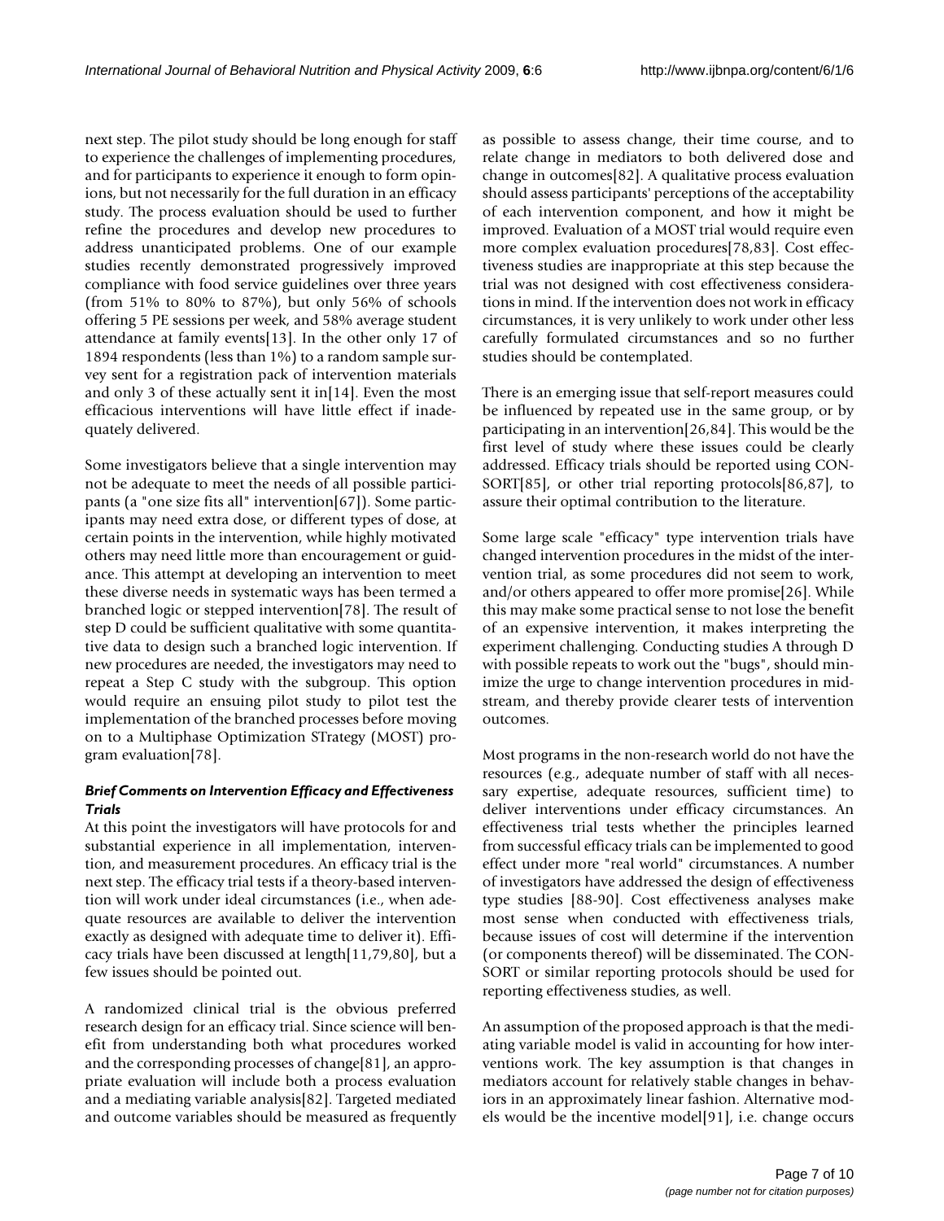next step. The pilot study should be long enough for staff to experience the challenges of implementing procedures, and for participants to experience it enough to form opinions, but not necessarily for the full duration in an efficacy study. The process evaluation should be used to further refine the procedures and develop new procedures to address unanticipated problems. One of our example studies recently demonstrated progressively improved compliance with food service guidelines over three years (from 51% to 80% to 87%), but only 56% of schools offering 5 PE sessions per week, and 58% average student attendance at family events[13]. In the other only 17 of 1894 respondents (less than 1%) to a random sample survey sent for a registration pack of intervention materials and only 3 of these actually sent it in[14]. Even the most efficacious interventions will have little effect if inadequately delivered.

Some investigators believe that a single intervention may not be adequate to meet the needs of all possible participants (a "one size fits all" intervention[67]). Some participants may need extra dose, or different types of dose, at certain points in the intervention, while highly motivated others may need little more than encouragement or guidance. This attempt at developing an intervention to meet these diverse needs in systematic ways has been termed a branched logic or stepped intervention[78]. The result of step D could be sufficient qualitative with some quantitative data to design such a branched logic intervention. If new procedures are needed, the investigators may need to repeat a Step C study with the subgroup. This option would require an ensuing pilot study to pilot test the implementation of the branched processes before moving on to a Multiphase Optimization STrategy (MOST) program evaluation[78].

#### *Brief Comments on Intervention Efficacy and Effectiveness Trials*

At this point the investigators will have protocols for and substantial experience in all implementation, intervention, and measurement procedures. An efficacy trial is the next step. The efficacy trial tests if a theory-based intervention will work under ideal circumstances (i.e., when adequate resources are available to deliver the intervention exactly as designed with adequate time to deliver it). Efficacy trials have been discussed at length[11,79,80], but a few issues should be pointed out.

A randomized clinical trial is the obvious preferred research design for an efficacy trial. Since science will benefit from understanding both what procedures worked and the corresponding processes of change[81], an appropriate evaluation will include both a process evaluation and a mediating variable analysis[82]. Targeted mediated and outcome variables should be measured as frequently as possible to assess change, their time course, and to relate change in mediators to both delivered dose and change in outcomes[82]. A qualitative process evaluation should assess participants' perceptions of the acceptability of each intervention component, and how it might be improved. Evaluation of a MOST trial would require even more complex evaluation procedures[78,83]. Cost effectiveness studies are inappropriate at this step because the trial was not designed with cost effectiveness considerations in mind. If the intervention does not work in efficacy circumstances, it is very unlikely to work under other less carefully formulated circumstances and so no further studies should be contemplated.

There is an emerging issue that self-report measures could be influenced by repeated use in the same group, or by participating in an intervention[26,84]. This would be the first level of study where these issues could be clearly addressed. Efficacy trials should be reported using CONSORT[85], or other trial reporting protocols[86,87], to assure their optimal contribution to the literature.

Some large scale "efficacy" type intervention trials have changed intervention procedures in the midst of the intervention trial, as some procedures did not seem to work, and/or others appeared to offer more promise[26]. While this may make some practical sense to not lose the benefit of an expensive intervention, it makes interpreting the experiment challenging. Conducting studies A through D with possible repeats to work out the "bugs", should minimize the urge to change intervention procedures in midstream, and thereby provide clearer tests of intervention outcomes.

Most programs in the non-research world do not have the resources (e.g., adequate number of staff with all necessary expertise, adequate resources, sufficient time) to deliver interventions under efficacy circumstances. An effectiveness trial tests whether the principles learned from successful efficacy trials can be implemented to good effect under more "real world" circumstances. A number of investigators have addressed the design of effectiveness type studies [88-90]. Cost effectiveness analyses make most sense when conducted with effectiveness trials, because issues of cost will determine if the intervention (or components thereof) will be disseminated. The CONSORT or similar reporting protocols should be used for reporting effectiveness studies, as well.

An assumption of the proposed approach is that the mediating variable model is valid in accounting for how interventions work. The key assumption is that changes in mediators account for relatively stable changes in behaviors in an approximately linear fashion. Alternative models would be the incentive model[91], i.e. change occurs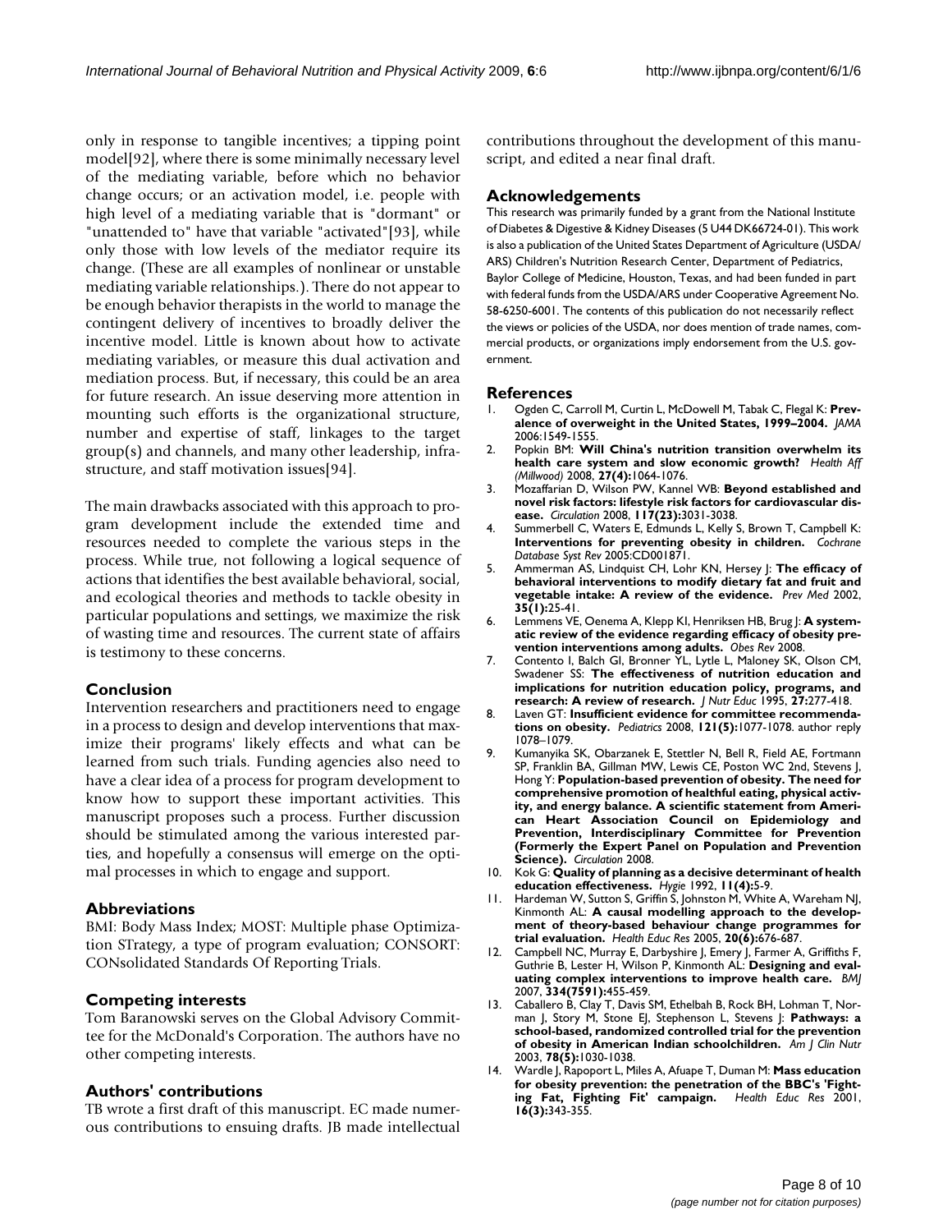only in response to tangible incentives; a tipping point model[92], where there is some minimally necessary level of the mediating variable, before which no behavior change occurs; or an activation model, i.e. people with high level of a mediating variable that is "dormant" or "unattended to" have that variable "activated"[93], while only those with low levels of the mediator require its change. (These are all examples of nonlinear or unstable mediating variable relationships.). There do not appear to be enough behavior therapists in the world to manage the contingent delivery of incentives to broadly deliver the incentive model. Little is known about how to activate mediating variables, or measure this dual activation and mediation process. But, if necessary, this could be an area for future research. An issue deserving more attention in mounting such efforts is the organizational structure, number and expertise of staff, linkages to the target group(s) and channels, and many other leadership, infrastructure, and staff motivation issues[94].

The main drawbacks associated with this approach to program development include the extended time and resources needed to complete the various steps in the process. While true, not following a logical sequence of actions that identifies the best available behavioral, social, and ecological theories and methods to tackle obesity in particular populations and settings, we maximize the risk of wasting time and resources. The current state of affairs is testimony to these concerns.

## Conclusion

Intervention researchers and practitioners need to engage in a process to design and develop interventions that maximize their programs' likely effects and what can be learned from such trials. Funding agencies also need to have a clear idea of a process for program development to know how to support these important activities. This manuscript proposes such a process. Further discussion should be stimulated among the various interested parties, and hopefully a consensus will emerge on the optimal processes in which to engage and support.

## Abbreviations

BMI: Body Mass Index; MOST: Multiple phase Optimization STrategy, a type of program evaluation; CONSORT: CONsolidated Standards Of Reporting Trials.

## Competing interests

Tom Baranowski serves on the Global Advisory Committee for the McDonald's Corporation. The authors have no other competing interests.

## Authors' contributions

TB wrote a first draft of this manuscript. EC made numerous contributions to ensuing drafts. JB made intellectual contributions throughout the development of this manuscript, and edited a near final draft.

## Acknowledgements

This research was primarily funded by a grant from the National Institute of Diabetes & Digestive & Kidney Diseases (5 U44 DK66724-01). This work is also a publication of the United States Department of Agriculture (USDA/ARS) Children's Nutrition Research Center, Department of Pediatrics, Baylor College of Medicine, Houston, Texas, and had been funded in part with federal funds from the USDA/ARS under Cooperative Agreement No. 58-6250-6001. The contents of this publication do not necessarily reflect the views or policies of the USDA, nor does mention of trade names, commercial products, or organizations imply endorsement from the U.S. government.

## References

1. Ogden C, Carroll M, Curtin L, McDowell M, Tabak C, Flegal K: **Prevalence of overweight in the United States, 1999–2004.** *JAMA* 2006:1549-1555.
2. Popkin BM: **Will China's nutrition transition overwhelm its health care system and slow economic growth?** *Health Aff (Millwood)* 2008, **27(4):**1064-1076.
3. Mozaffarian D, Wilson PW, Kannel WB: **Beyond established and novel risk factors: lifestyle risk factors for cardiovascular disease.** *Circulation* 2008, **117(23):**3031-3038.
4. Summerbell C, Waters E, Edmunds L, Kelly S, Brown T, Campbell K: **Interventions for preventing obesity in children.** *Cochrane Database Syst Rev* 2005:CD001871.
5. Ammerman AS, Lindquist CH, Lohr KN, Hersey J: **The efficacy of behavioral interventions to modify dietary fat and fruit and vegetable intake: A review of the evidence.** *Prev Med* 2002, **35(1):**25-41.
6. Lemmens VE, Oenema A, Klepp KI, Henriksen HB, Brug J: **A systematic review of the evidence regarding efficacy of obesity prevention interventions among adults.** *Obes Rev* 2008.
7. Contento I, Balch GI, Bronner YL, Lytle L, Maloney SK, Olson CM, Swadener SS: **The effectiveness of nutrition education and implications for nutrition education policy, programs, and research: A review of research.** *J Nutr Educ* 1995, **27:**277-418.
8. Laven GT: **Insufficient evidence for committee recommendations on obesity.** *Pediatrics* 2008, **121(5):**1077-1078. author reply 1078–1079.
9. Kumanyika SK, Obarzanek E, Stettler N, Bell R, Field AE, Fortmann SP, Franklin BA, Gillman MW, Lewis CE, Poston WC 2nd, Stevens J, Hong Y: **Population-based prevention of obesity. The need for comprehensive promotion of healthful eating, physical activity, and energy balance. A scientific statement from American Heart Association Council on Epidemiology and Prevention, Interdisciplinary Committee for Prevention (Formerly the Expert Panel on Population and Prevention Science).** *Circulation* 2008.
10. Kok G: **Quality of planning as a decisive determinant of health education effectiveness.** *Hygie* 1992, **11(4):**5-9.
11. Hardeman W, Sutton S, Griffin S, Johnston M, White A, Wareham NJ, Kinmonth AL: **A causal modelling approach to the development of theory-based behaviour change programmes for trial evaluation.** *Health Educ Res* 2005, **20(6):**676-687.
12. Campbell NC, Murray E, Darbyshire J, Emery J, Farmer A, Griffiths F, Guthrie B, Lester H, Wilson P, Kinmonth AL: **Designing and evaluating complex interventions to improve health care.** *BMJ* 2007, **334(7591):**455-459.
13. Caballero B, Clay T, Davis SM, Ethelbah B, Rock BH, Lohman T, Norman J, Story M, Stone EJ, Stephenson L, Stevens J: **Pathways: a school-based, randomized controlled trial for the prevention of obesity in American Indian schoolchildren.** *Am J Clin Nutr* 2003, **78(5):**1030-1038.
14. Wardle J, Rapoport L, Miles A, Afuape T, Duman M: **Mass education for obesity prevention: the penetration of the BBC's 'Fighting Fat, Fighting Fit' campaign.** *Health Educ Res* 2001, **16(3):**343-355.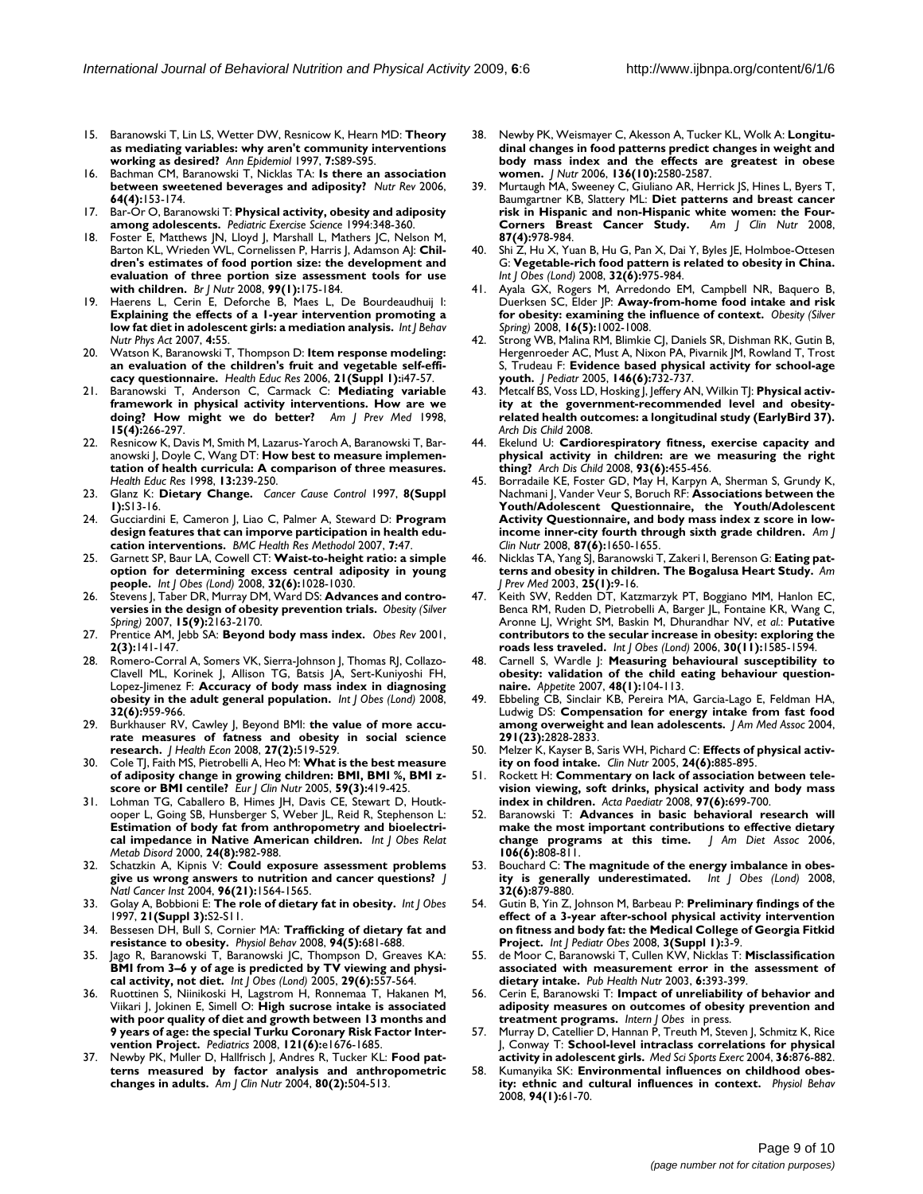15. Baranowski T, Lin LS, Wetter DW, Resnicow K, Hearn MD: **Theory as mediating variables: why aren't community interventions working as desired?** *Ann Epidemiol* 1997, **7:**S89-S95.
16. Bachman CM, Baranowski T, Nicklas TA: **Is there an association between sweetened beverages and adiposity?** *Nutr Rev* 2006, **64(4):**153-174.
17. Bar-Or O, Baranowski T: **Physical activity, obesity and adiposity among adolescents.** *Pediatric Exercise Science* 1994:348-360.
18. Foster E, Matthews JN, Lloyd J, Marshall L, Mathers JC, Nelson M, Barton KL, Wrieden WL, Cornelissen P, Harris J, Adamson AJ: **Children's estimates of food portion size: the development and evaluation of three portion size assessment tools for use with children.** *Br J Nutr* 2008, **99(1):**175-184.
19. Haerens L, Cerin E, Deforche B, Maes L, De Bourdeaudhuij I: **Explaining the effects of a 1-year intervention promoting a low fat diet in adolescent girls: a mediation analysis.** *Int J Behav Nutr Phys Act* 2007, **4:**55.
20. Watson K, Baranowski T, Thompson D: **Item response modeling: an evaluation of the children's fruit and vegetable self-efficacy questionnaire.** *Health Educ Res* 2006, **21(Suppl 1):**i47-57.
21. Baranowski T, Anderson C, Carmack C: **Mediating variable framework in physical activity interventions. How are we doing? How might we do better?** *Am J Prev Med* 1998, **15(4):**266-297.
22. Resnicow K, Davis M, Smith M, Lazarus-Yaroch A, Baranowski T, Baranowski J, Doyle C, Wang DT: **How best to measure implementation of health curricula: A comparison of three measures.** *Health Educ Res* 1998, **13:**239-250.
23. Glanz K: **Dietary Change.** *Cancer Cause Control* 1997, **8(Suppl 1):**S13-16.
24. Gucciardini E, Cameron J, Liao C, Palmer A, Steward D: **Program design features that can imporve participation in health education interventions.** *BMC Health Res Methodol* 2007, **7:**47.
25. Garnett SP, Baur LA, Cowell CT: **Waist-to-height ratio: a simple option for determining excess central adiposity in young people.** *Int J Obes (Lond)* 2008, **32(6):**1028-1030.
26. Stevens J, Taber DR, Murray DM, Ward DS: **Advances and controversies in the design of obesity prevention trials.** *Obesity (Silver Spring)* 2007, **15(9):**2163-2170.
27. Prentice AM, Jebb SA: **Beyond body mass index.** *Obes Rev* 2001, **2(3):**141-147.
28. Romero-Corral A, Somers VK, Sierra-Johnson J, Thomas RJ, Collazo-Clavell ML, Korinek J, Allison TG, Batsis JA, Sert-Kuniyoshi FH, Lopez-Jimenez F: **Accuracy of body mass index in diagnosing obesity in the adult general population.** *Int J Obes (Lond)* 2008, **32(6):**959-966.
29. Burkhauser RV, Cawley J, Beyond BMI: **the value of more accurate measures of fatness and obesity in social science research.** *J Health Econ* 2008, **27(2):**519-529.
30. Cole TJ, Faith MS, Pietrobelli A, Heo M: **What is the best measure of adiposity change in growing children: BMI, BMI %, BMI z-score or BMI centile?** *Eur J Clin Nutr* 2005, **59(3):**419-425.
31. Lohman TG, Caballero B, Himes JH, Davis CE, Stewart D, Houtkooper L, Going SB, Hunsberger S, Weber JL, Reid R, Stephenson L: **Estimation of body fat from anthropometry and bioelectrical impedance in Native American children.** *Int J Obes Relat Metab Disord* 2000, **24(8):**982-988.
32. Schatzkin A, Kipnis V: **Could exposure assessment problems give us wrong answers to nutrition and cancer questions?** *J Natl Cancer Inst* 2004, **96(21):**1564-1565.
33. Golay A, Bobbioni E: **The role of dietary fat in obesity.** *Int J Obes* 1997, **21(Suppl 3):**S2-S11.
34. Bessesen DH, Bull S, Cornier MA: **Trafficking of dietary fat and resistance to obesity.** *Physiol Behav* 2008, **94(5):**681-688.
35. Jago R, Baranowski T, Baranowski JC, Thompson D, Greaves KA: **BMI from 3–6 y of age is predicted by TV viewing and physical activity, not diet.** *Int J Obes (Lond)* 2005, **29(6):**557-564.
36. Ruottinen S, Niinikoski H, Lagstrom H, Ronnemaa T, Hakanen M, Viikari J, Jokinen E, Simell O: **High sucrose intake is associated with poor quality of diet and growth between 13 months and 9 years of age: the special Turku Coronary Risk Factor Intervention Project.** *Pediatrics* 2008, **121(6):**e1676-1685.
37. Newby PK, Muller D, Hallfrisch J, Andres R, Tucker KL: **Food patterns measured by factor analysis and anthropometric changes in adults.** *Am J Clin Nutr* 2004, **80(2):**504-513.
38. Newby PK, Weismayer C, Akesson A, Tucker KL, Wolk A: **Longitudinal changes in food patterns predict changes in weight and body mass index and the effects are greatest in obese women.** *J Nutr* 2006, **136(10):**2580-2587.
39. Murtaugh MA, Sweeney C, Giuliano AR, Herrick JS, Hines L, Byers T, Baumgartner KB, Slattery ML: **Diet patterns and breast cancer risk in Hispanic and non-Hispanic white women: the Four-Corners Breast Cancer Study.** *Am J Clin Nutr* 2008, **87(4):**978-984.
40. Shi Z, Hu X, Yuan B, Hu G, Pan X, Dai Y, Byles JE, Holmboe-Ottesen G: **Vegetable-rich food pattern is related to obesity in China.** *Int J Obes (Lond)* 2008, **32(6):**975-984.
41. Ayala GX, Rogers M, Arredondo EM, Campbell NR, Baquero B, Duerksen SC, Elder JP: **Away-from-home food intake and risk for obesity: examining the influence of context.** *Obesity (Silver Spring)* 2008, **16(5):**1002-1008.
42. Strong WB, Malina RM, Blimkie CJ, Daniels SR, Dishman RK, Gutin B, Hergenroeder AC, Must A, Nixon PA, Pivarnik JM, Rowland T, Trost S, Trudeau F: **Evidence based physical activity for school-age youth.** *J Pediatr* 2005, **146(6):**732-737.
43. Metcalf BS, Voss LD, Hosking J, Jeffery AN, Wilkin TJ: **Physical activity at the government-recommended level and obesity-related health outcomes: a longitudinal study (EarlyBird 37).** *Arch Dis Child* 2008.
44. Ekelund U: **Cardiorespiratory fitness, exercise capacity and physical activity in children: are we measuring the right thing?** *Arch Dis Child* 2008, **93(6):**455-456.
45. Borradaile KE, Foster GD, May H, Karpyn A, Sherman S, Grundy K, Nachmani J, Vander Veur S, Boruch RF: **Associations between the Youth/Adolescent Questionnaire, the Youth/Adolescent Activity Questionnaire, and body mass index z score in low-income inner-city fourth through sixth grade children.** *Am J Clin Nutr* 2008, **87(6):**1650-1655.
46. Nicklas TA, Yang SJ, Baranowski T, Zakeri I, Berenson G: **Eating patterns and obesity in children. The Bogalusa Heart Study.** *Am J Prev Med* 2003, **25(1):**9-16.
47. Keith SW, Redden DT, Katzmarzyk PT, Boggiano MM, Hanlon EC, Benca RM, Ruden D, Pietrobelli A, Barger JL, Fontaine KR, Wang C, Aronne LJ, Wright SM, Baskin M, Dhurandhar NV, *et al.*: **Putative contributors to the secular increase in obesity: exploring the roads less traveled.** *Int J Obes (Lond)* 2006, **30(11):**1585-1594.
48. Carnell S, Wardle J: **Measuring behavioural susceptibility to obesity: validation of the child eating behaviour questionnaire.** *Appetite* 2007, **48(1):**104-113.
49. Ebbeling CB, Sinclair KB, Pereira MA, Garcia-Lago E, Feldman HA, Ludwig DS: **Compensation for energy intake from fast food among overweight and lean adolescents.** *J Am Med Assoc* 2004, **291(23):**2828-2833.
50. Melzer K, Kayser B, Saris WH, Pichard C: **Effects of physical activity on food intake.** *Clin Nutr* 2005, **24(6):**885-895.
51. Rockett H: **Commentary on lack of association between television viewing, soft drinks, physical activity and body mass index in children.** *Acta Paediatr* 2008, **97(6):**699-700.
52. Baranowski T: **Advances in basic behavioral research will make the most important contributions to effective dietary change programs at this time.** *J Am Diet Assoc* 2006, **106(6):**808-811.
53. Bouchard C: **The magnitude of the energy imbalance in obesity is generally underestimated.** *Int J Obes (Lond)* 2008, **32(6):**879-880.
54. Gutin B, Yin Z, Johnson M, Barbeau P: **Preliminary findings of the effect of a 3-year after-school physical activity intervention on fitness and body fat: the Medical College of Georgia Fitkid Project.** *Int J Pediatr Obes* 2008, **3(Suppl 1):**3-9.
55. de Moor C, Baranowski T, Cullen KW, Nicklas T: **Misclassification associated with measurement error in the assessment of dietary intake.** *Pub Health Nutr* 2003, **6:**393-399.
56. Cerin E, Baranowski T: **Impact of unreliability of behavior and adiposity measures on outcomes of obesity prevention and treatment programs.** *Intern J Obes* in press.
57. Murray D, Catellier D, Hannan P, Treuth M, Steven J, Schmitz K, Rice J, Conway T: **School-level intraclass correlations for physical activity in adolescent girls.** *Med Sci Sports Exerc* 2004, **36:**876-882.
58. Kumanyika SK: **Environmental influences on childhood obesity: ethnic and cultural influences in context.** *Physiol Behav* 2008, **94(1):**61-70.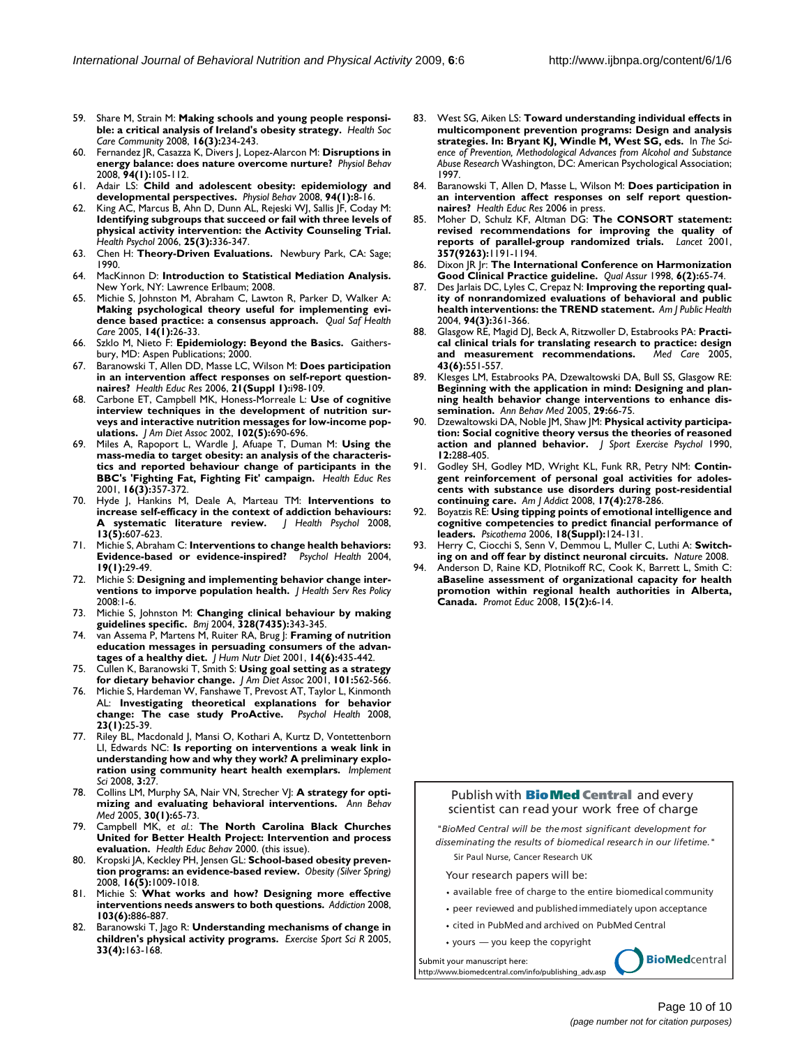59. Share M, Strain M: **Making schools and young people responsible: a critical analysis of Ireland's obesity strategy.** *Health Soc Care Community* 2008, **16(3):**234-243.
60. Fernandez JR, Casazza K, Divers J, Lopez-Alarcon M: **Disruptions in energy balance: does nature overcome nurture?** *Physiol Behav* 2008, **94(1):**105-112.
61. Adair LS: **Child and adolescent obesity: epidemiology and developmental perspectives.** *Physiol Behav* 2008, **94(1):**8-16.
62. King AC, Marcus B, Ahn D, Dunn AL, Rejeski WJ, Sallis JF, Coday M: **Identifying subgroups that succeed or fail with three levels of physical activity intervention: the Activity Counseling Trial.** *Health Psychol* 2006, **25(3):**336-347.
63. Chen H: **Theory-Driven Evaluations.** Newbury Park, CA: Sage; 1990.
64. MacKinnon D: **Introduction to Statistical Mediation Analysis.** New York, NY: Lawrence Erlbaum; 2008.
65. Michie S, Johnston M, Abraham C, Lawton R, Parker D, Walker A: **Making psychological theory useful for implementing evidence based practice: a consensus approach.** *Qual Saf Health Care* 2005, **14(1):**26-33.
66. Szklo M, Nieto F: **Epidemiology: Beyond the Basics.** Gaithersbury, MD: Aspen Publications; 2000.
67. Baranowski T, Allen DD, Masse LC, Wilson M: **Does participation in an intervention affect responses on self-report questionnaires?** *Health Educ Res* 2006, **21(Suppl 1):**i98-109.
68. Carbone ET, Campbell MK, Honess-Morreale L: **Use of cognitive interview techniques in the development of nutrition surveys and interactive nutrition messages for low-income populations.** *J Am Diet Assoc* 2002, **102(5):**690-696.
69. Miles A, Rapoport L, Wardle J, Afuape T, Duman M: **Using the mass-media to target obesity: an analysis of the characteristics and reported behaviour change of participants in the BBC's 'Fighting Fat, Fighting Fit' campaign.** *Health Educ Res* 2001, **16(3):**357-372.
70. Hyde J, Hankins M, Deale A, Marteau TM: **Interventions to increase self-efficacy in the context of addiction behaviours: A systematic literature review.** *J Health Psychol* 2008, **13(5):**607-623.
71. Michie S, Abraham C: **Interventions to change health behaviors: Evidence-based or evidence-inspired?** *Psychol Health* 2004, **19(1):**29-49.
72. Michie S: **Designing and implementing behavior change interventions to imporve population health.** *J Health Serv Res Policy* 2008:1-6.
73. Michie S, Johnston M: **Changing clinical behaviour by making guidelines specific.** *Bmj* 2004, **328(7435):**343-345.
74. van Assema P, Martens M, Ruiter RA, Brug J: **Framing of nutrition education messages in persuading consumers of the advantages of a healthy diet.** *J Hum Nutr Diet* 2001, **14(6):**435-442.
75. Cullen K, Baranowski T, Smith S: **Using goal setting as a strategy for dietary behavior change.** *J Am Diet Assoc* 2001, **101:**562-566.
76. Michie S, Hardeman W, Fanshawe T, Prevost AT, Taylor L, Kinmonth AL: **Investigating theoretical explanations for behavior change: The case study ProActive.** *Psychol Health* 2008, **23(1):**25-39.
77. Riley BL, Macdonald J, Mansi O, Kothari A, Kurtz D, Vontettenborn LI, Edwards NC: **Is reporting on interventions a weak link in understanding how and why they work? A preliminary exploration using community heart health exemplars.** *Implement Sci* 2008, **3:**27.
78. Collins LM, Murphy SA, Nair VN, Strecher VJ: **A strategy for optimizing and evaluating behavioral interventions.** *Ann Behav Med* 2005, **30(1):**65-73.
79. Campbell MK, *et al.*: **The North Carolina Black Churches United for Better Health Project: Intervention and process evaluation.** *Health Educ Behav* 2000. (this issue).
80. Kropski JA, Keckley PH, Jensen GL: **School-based obesity prevention programs: an evidence-based review.** *Obesity (Silver Spring)* 2008, **16(5):**1009-1018.
81. Michie S: **What works and how? Designing more effective interventions needs answers to both questions.** *Addiction* 2008, **103(6):**886-887.
82. Baranowski T, Jago R: **Understanding mechanisms of change in children's physical activity programs.** *Exercise Sport Sci R* 2005, **33(4):**163-168.
83. West SG, Aiken LS: **Toward understanding individual effects in multicomponent prevention programs: Design and analysis strategies. In: Bryant KJ, Windle M, West SG, eds.** In *The Science of Prevention, Methodological Advances from Alcohol and Substance Abuse Research* Washington, DC: American Psychological Association; 1997.
84. Baranowski T, Allen D, Masse L, Wilson M: **Does participation in an intervention affect responses on self report questionnaires?** *Health Educ Res* 2006 in press.
85. Moher D, Schulz KF, Altman DG: **The CONSORT statement: revised recommendations for improving the quality of reports of parallel-group randomized trials.** *Lancet* 2001, **357(9263):**1191-1194.
86. Dixon JR Jr: **The International Conference on Harmonization Good Clinical Practice guideline.** *Qual Assur* 1998, **6(2):**65-74.
87. Des Jarlais DC, Lyles C, Crepaz N: **Improving the reporting quality of nonrandomized evaluations of behavioral and public health interventions: the TREND statement.** *Am J Public Health* 2004, **94(3):**361-366.
88. Glasgow RE, Magid DJ, Beck A, Ritzwoller D, Estabrooks PA: **Practical clinical trials for translating research to practice: design and measurement recommendations.** *Med Care* 2005, **43(6):**551-557.
89. Klesges LM, Estabrooks PA, Dzewaltowski DA, Bull SS, Glasgow RE: **Beginning with the application in mind: Designing and planning health behavior change interventions to enhance dissemination.** *Ann Behav Med* 2005, **29:**66-75.
90. Dzewaltowski DA, Noble JM, Shaw JM: **Physical activity participation: Social cognitive theory versus the theories of reasoned action and planned behavior.** *J Sport Exercise Psychol* 1990, **12:**288-405.
91. Godley SH, Godley MD, Wright KL, Funk RR, Petry NM: **Contingent reinforcement of personal goal activities for adolescents with substance use disorders during post-residential continuing care.** *Am J Addict* 2008, **17(4):**278-286.
92. Boyatzis RE: **Using tipping points of emotional intelligence and cognitive competencies to predict financial performance of leaders.** *Psicothema* 2006, **18(Suppl):**124-131.
93. Herry C, Ciocchi S, Senn V, Demmou L, Muller C, Luthi A: **Switching on and off fear by distinct neuronal circuits.** *Nature* 2008.
94. Anderson D, Raine KD, Plotnikoff RC, Cook K, Barrett L, Smith C: **aBaseline assessment of organizational capacity for health promotion within regional health authorities in Alberta, Canada.** *Promot Educ* 2008, **15(2):**6-14.

Publish with **BioMed Central** and every scientist can read your work free of charge

*"BioMed Central will be the most significant development for disseminating the results of biomedical research in our lifetime."*

Sir Paul Nurse, Cancer Research UK

Your research papers will be:

- available free of charge to the entire biomedical community
- peer reviewed and published immediately upon acceptance
- cited in PubMed and archived on PubMed Central
- yours — you keep the copyright

Submit your manuscript here:
http://www.biomedcentral.com/info/publishing_adv.asp

**BioMed**central